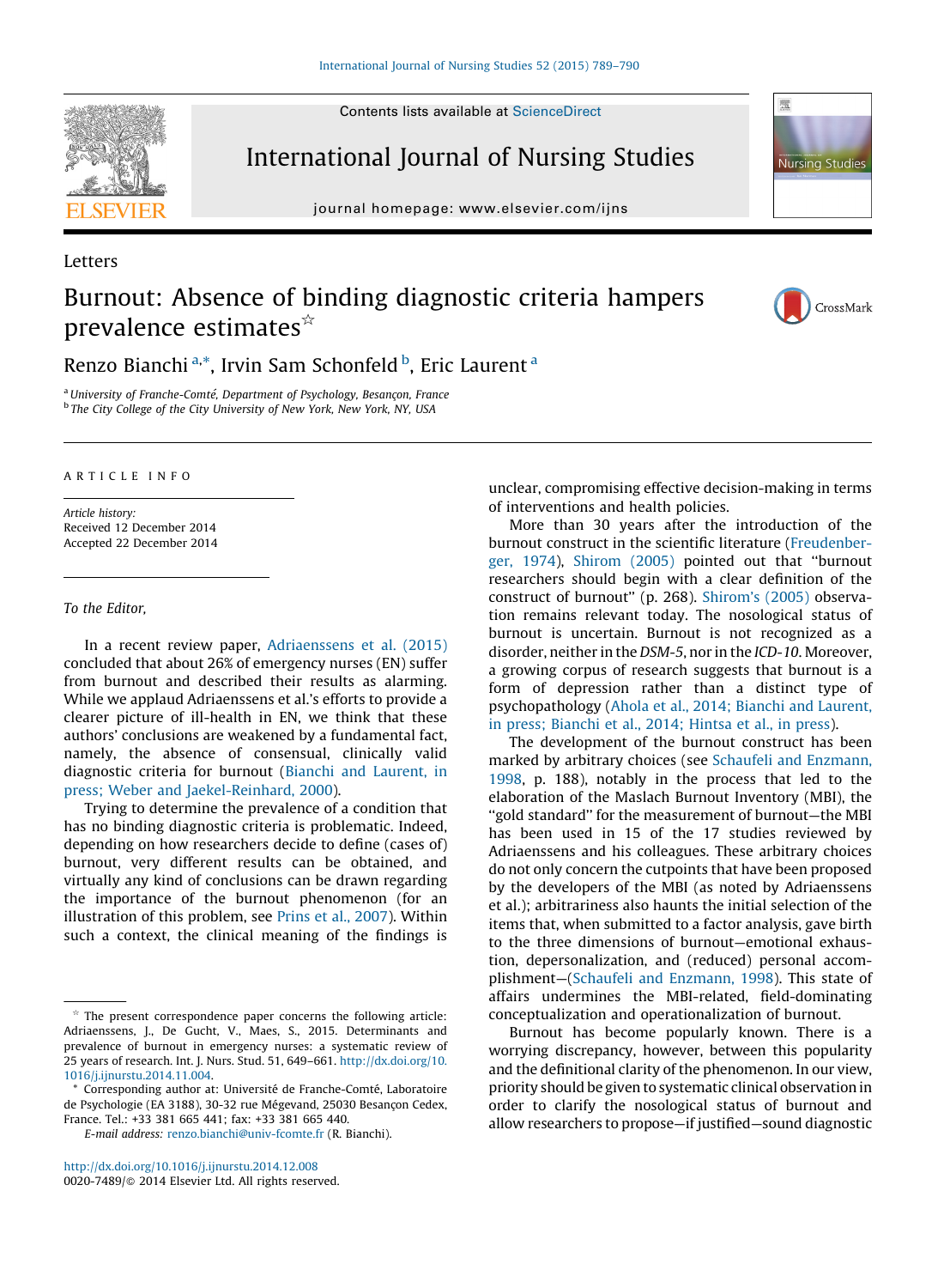Letters

# Burnout: Absence of binding diagnostic criteria hampers prevalence estimates[☆]

Renzo Bianchi[a,*], Irvin Sam Schonfeld[b], Eric Laurent[a]

[a] University of Franche-Comté, Department of Psychology, Besançon, France
[b] The City College of the City University of New York, New York, NY, USA

ARTICLE INFO

*Article history:*
Received 12 December 2014
Accepted 22 December 2014

*To the Editor,*

In a recent review paper, Adriaenssens et al. (2015) concluded that about 26% of emergency nurses (EN) suffer from burnout and described their results as alarming. While we applaud Adriaenssens et al.'s efforts to provide a clearer picture of ill-health in EN, we think that these authors' conclusions are weakened by a fundamental fact, namely, the absence of consensual, clinically valid diagnostic criteria for burnout (Bianchi and Laurent, in press; Weber and Jaekel-Reinhard, 2000).

Trying to determine the prevalence of a condition that has no binding diagnostic criteria is problematic. Indeed, depending on how researchers decide to define (cases of) burnout, very different results can be obtained, and virtually any kind of conclusions can be drawn regarding the importance of the burnout phenomenon (for an illustration of this problem, see Prins et al., 2007). Within such a context, the clinical meaning of the findings is unclear, compromising effective decision-making in terms of interventions and health policies.

More than 30 years after the introduction of the burnout construct in the scientific literature (Freudenberger, 1974), Shirom (2005) pointed out that "burnout researchers should begin with a clear definition of the construct of burnout" (p. 268). Shirom's (2005) observation remains relevant today. The nosological status of burnout is uncertain. Burnout is not recognized as a disorder, neither in the *DSM-5*, nor in the *ICD-10*. Moreover, a growing corpus of research suggests that burnout is a form of depression rather than a distinct type of psychopathology (Ahola et al., 2014; Bianchi and Laurent, in press; Bianchi et al., 2014; Hintsa et al., in press).

The development of the burnout construct has been marked by arbitrary choices (see Schaufeli and Enzmann, 1998, p. 188), notably in the process that led to the elaboration of the Maslach Burnout Inventory (MBI), the "gold standard" for the measurement of burnout—the MBI has been used in 15 of the 17 studies reviewed by Adriaenssens and his colleagues. These arbitrary choices do not only concern the cutpoints that have been proposed by the developers of the MBI (as noted by Adriaenssens et al.); arbitrariness also haunts the initial selection of the items that, when submitted to a factor analysis, gave birth to the three dimensions of burnout—emotional exhaustion, depersonalization, and (reduced) personal accomplishment—(Schaufeli and Enzmann, 1998). This state of affairs undermines the MBI-related, field-dominating conceptualization and operationalization of burnout.

Burnout has become popularly known. There is a worrying discrepancy, however, between this popularity and the definitional clarity of the phenomenon. In our view, priority should be given to systematic clinical observation in order to clarify the nosological status of burnout and allow researchers to propose—if justified—sound diagnostic

---

[☆] The present correspondence paper concerns the following article: Adriaenssens, J., De Gucht, V., Maes, S., 2015. Determinants and prevalence of burnout in emergency nurses: a systematic review of 25 years of research. Int. J. Nurs. Stud. 51, 649–661. http://dx.doi.org/10.1016/j.ijnurstu.2014.11.004.

[*] Corresponding author at: Université de Franche-Comté, Laboratoire de Psychologie (EA 3188), 30-32 rue Mégevand, 25030 Besançon Cedex, France. Tel.: +33 381 665 441; fax: +33 381 665 440.
*E-mail address:* renzo.bianchi@univ-fcomte.fr (R. Bianchi).

http://dx.doi.org/10.1016/j.ijnurstu.2014.12.008
0020-7489/© 2014 Elsevier Ltd. All rights reserved.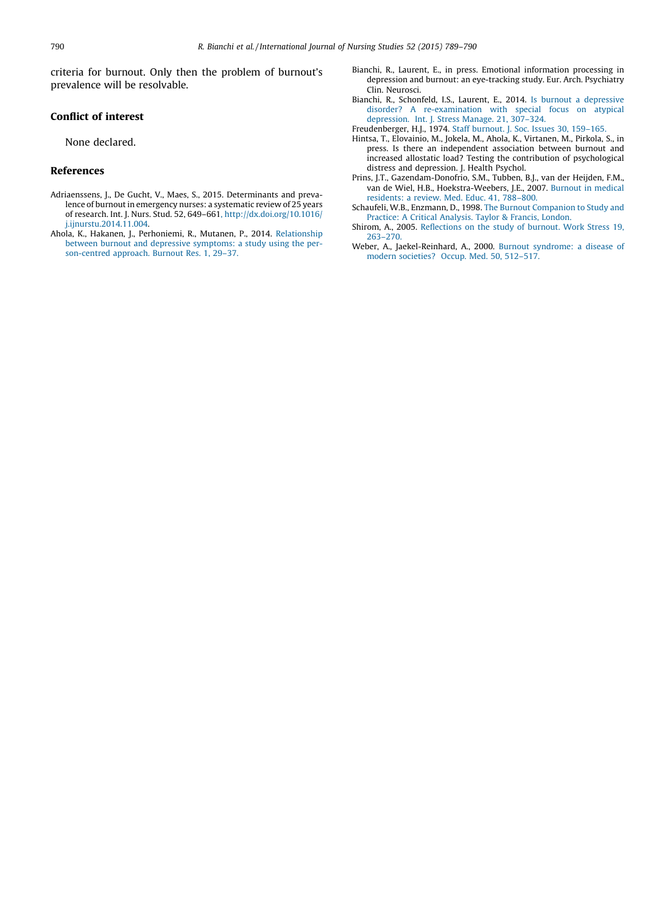criteria for burnout. Only then the problem of burnout's prevalence will be resolvable.

## Conflict of interest

None declared.

## References

Adriaenssens, J., De Gucht, V., Maes, S., 2015. Determinants and prevalence of burnout in emergency nurses: a systematic review of 25 years of research. Int. J. Nurs. Stud. 52, 649–661, http://dx.doi.org/10.1016/j.ijnurstu.2014.11.004.

Ahola, K., Hakanen, J., Perhoniemi, R., Mutanen, P., 2014. Relationship between burnout and depressive symptoms: a study using the person-centred approach. Burnout Res. 1, 29–37.

Bianchi, R., Laurent, E., in press. Emotional information processing in depression and burnout: an eye-tracking study. Eur. Arch. Psychiatry Clin. Neurosci.

Bianchi, R., Schonfeld, I.S., Laurent, E., 2014. Is burnout a depressive disorder? A re-examination with special focus on atypical depression. Int. J. Stress Manage. 21, 307–324.

Freudenberger, H.J., 1974. Staff burnout. J. Soc. Issues 30, 159–165.

Hintsa, T., Elovainio, M., Jokela, M., Ahola, K., Virtanen, M., Pirkola, S., in press. Is there an independent association between burnout and increased allostatic load? Testing the contribution of psychological distress and depression. J. Health Psychol.

Prins, J.T., Gazendam-Donofrio, S.M., Tubben, B.J., van der Heijden, F.M., van de Wiel, H.B., Hoekstra-Weebers, J.E., 2007. Burnout in medical residents: a review. Med. Educ. 41, 788–800.

Schaufeli, W.B., Enzmann, D., 1998. The Burnout Companion to Study and Practice: A Critical Analysis. Taylor & Francis, London.

Shirom, A., 2005. Reflections on the study of burnout. Work Stress 19, 263–270.

Weber, A., Jaekel-Reinhard, A., 2000. Burnout syndrome: a disease of modern societies? Occup. Med. 50, 512–517.